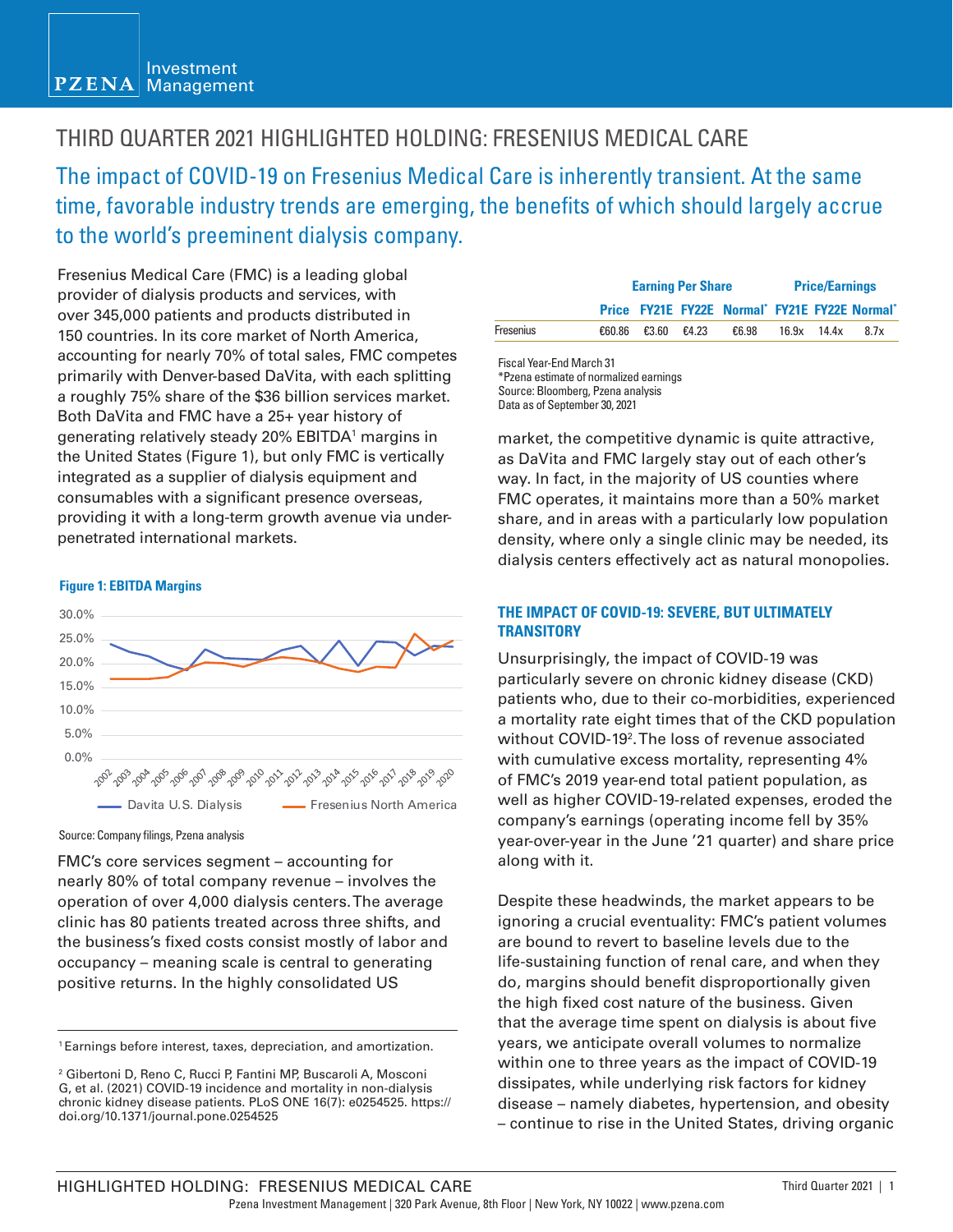# THIRD QUARTER 2021 HIGHLIGHTED HOLDING: FRESENIUS MEDICAL CARE

## The impact of COVID-19 on Fresenius Medical Care is inherently transient. At the same time, favorable industry trends are emerging, the benefits of which should largely accrue to the world's preeminent dialysis company.

Fresenius Medical Care (FMC) is a leading global provider of dialysis products and services, with over 345,000 patients and products distributed in 150 countries. In its core market of North America, accounting for nearly 70% of total sales, FMC competes primarily with Denver-based DaVita, with each splitting a roughly 75% share of the $36 billion services market. Both DaVita and FMC have a 25+ year history of generating relatively steady 20% EBITDA[1] margins in the United States (Figure 1), but only FMC is vertically integrated as a supplier of dialysis equipment and consumables with a significant presence overseas, providing it with a long-term growth avenue via under-penetrated international markets.

**Figure 1: EBITDA Margins**

Source: Company filings, Pzena analysis

FMC's core services segment – accounting for nearly 80% of total company revenue – involves the operation of over 4,000 dialysis centers. The average clinic has 80 patients treated across three shifts, and the business's fixed costs consist mostly of labor and occupancy – meaning scale is central to generating positive returns. In the highly consolidated US market, the competitive dynamic is quite attractive, as DaVita and FMC largely stay out of each other's way. In fact, in the majority of US counties where FMC operates, it maintains more than a 50% market share, and in areas with a particularly low population density, where only a single clinic may be needed, its dialysis centers effectively act as natural monopolies.

| | | Earning Per Share | | | Price/Earnings | | |
|---|---|---|---|---|---|---|---|
| | Price | FY21E | FY22E | Normal* | FY21E | FY22E | Normal* |
| Fresenius | €60.86 | €3.60 | €4.23 | €6.98 | 16.9x | 14.4x | 8.7x |

Fiscal Year-End March 31
*Pzena estimate of normalized earnings
Source: Bloomberg, Pzena analysis
Data as of September 30, 2021

### THE IMPACT OF COVID-19: SEVERE, BUT ULTIMATELY TRANSITORY

Unsurprisingly, the impact of COVID-19 was particularly severe on chronic kidney disease (CKD) patients who, due to their co-morbidities, experienced a mortality rate eight times that of the CKD population without COVID-19[2]. The loss of revenue associated with cumulative excess mortality, representing 4% of FMC's 2019 year-end total patient population, as well as higher COVID-19-related expenses, eroded the company's earnings (operating income fell by 35% year-over-year in the June '21 quarter) and share price along with it.

Despite these headwinds, the market appears to be ignoring a crucial eventuality: FMC's patient volumes are bound to revert to baseline levels due to the life-sustaining function of renal care, and when they do, margins should benefit disproportionally given the high fixed cost nature of the business. Given that the average time spent on dialysis is about five years, we anticipate overall volumes to normalize within one to three years as the impact of COVID-19 dissipates, while underlying risk factors for kidney disease – namely diabetes, hypertension, and obesity – continue to rise in the United States, driving organic

---

[1] Earnings before interest, taxes, depreciation, and amortization.

[2] Gibertoni D, Reno C, Rucci P, Fantini MP, Buscaroli A, Mosconi G, et al. (2021) COVID-19 incidence and mortality in non-dialysis chronic kidney disease patients. PLoS ONE 16(7): e0254525. https://doi.org/10.1371/journal.pone.0254525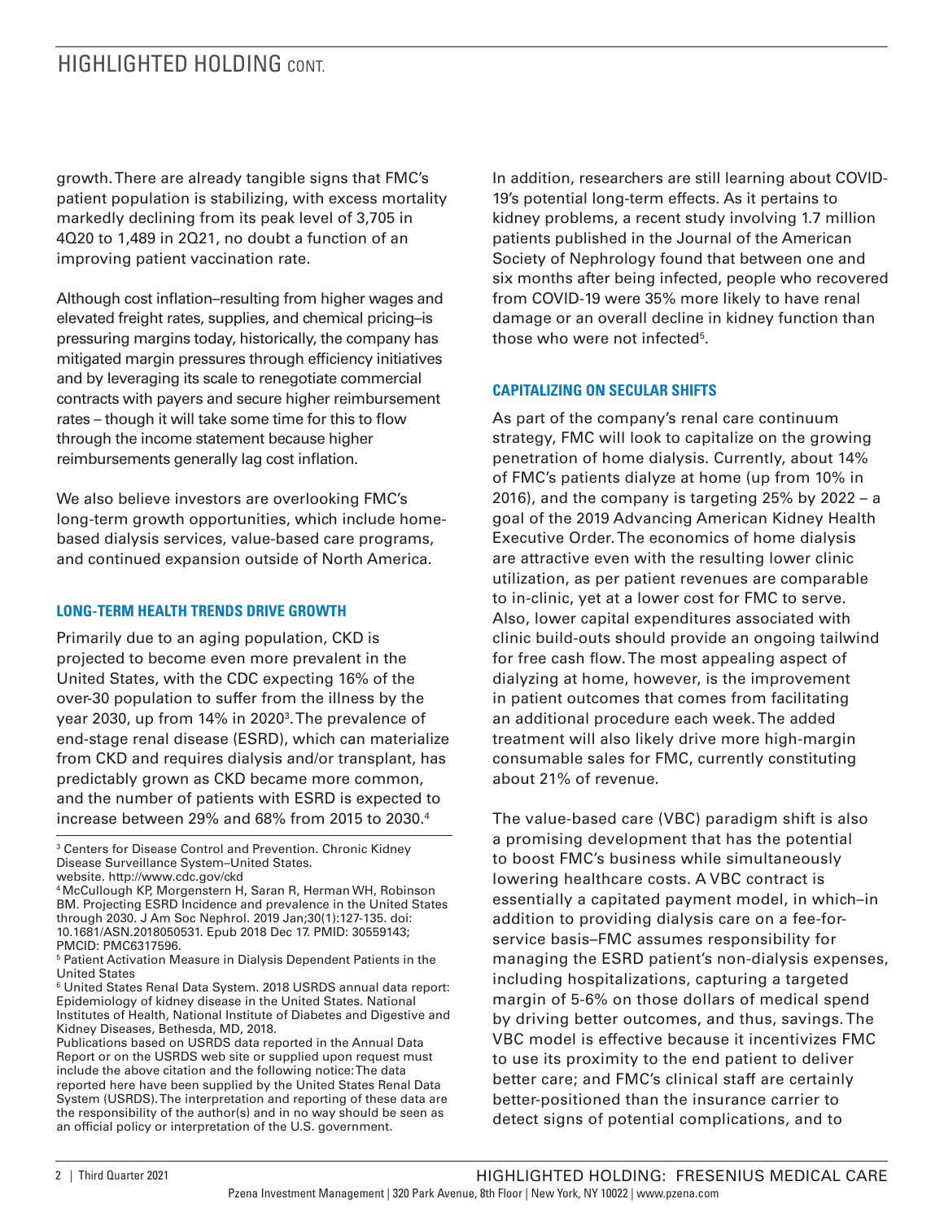growth. There are already tangible signs that FMC's patient population is stabilizing, with excess mortality markedly declining from its peak level of 3,705 in 4Q20 to 1,489 in 2Q21, no doubt a function of an improving patient vaccination rate.

Although cost inflation–resulting from higher wages and elevated freight rates, supplies, and chemical pricing–is pressuring margins today, historically, the company has mitigated margin pressures through efficiency initiatives and by leveraging its scale to renegotiate commercial contracts with payers and secure higher reimbursement rates – though it will take some time for this to flow through the income statement because higher reimbursements generally lag cost inflation.

We also believe investors are overlooking FMC's long-term growth opportunities, which include home-based dialysis services, value-based care programs, and continued expansion outside of North America.

### LONG-TERM HEALTH TRENDS DRIVE GROWTH

Primarily due to an aging population, CKD is projected to become even more prevalent in the United States, with the CDC expecting 16% of the over-30 population to suffer from the illness by the year 2030, up from 14% in 2020[3]. The prevalence of end-stage renal disease (ESRD), which can materialize from CKD and requires dialysis and/or transplant, has predictably grown as CKD became more common, and the number of patients with ESRD is expected to increase between 29% and 68% from 2015 to 2030.[4]

In addition, researchers are still learning about COVID-19's potential long-term effects. As it pertains to kidney problems, a recent study involving 1.7 million patients published in the Journal of the American Society of Nephrology found that between one and six months after being infected, people who recovered from COVID-19 were 35% more likely to have renal damage or an overall decline in kidney function than those who were not infected[5].

### CAPITALIZING ON SECULAR SHIFTS

As part of the company's renal care continuum strategy, FMC will look to capitalize on the growing penetration of home dialysis. Currently, about 14% of FMC's patients dialyze at home (up from 10% in 2016), and the company is targeting 25% by 2022 – a goal of the 2019 Advancing American Kidney Health Executive Order. The economics of home dialysis are attractive even with the resulting lower clinic utilization, as per patient revenues are comparable to in-clinic, yet at a lower cost for FMC to serve. Also, lower capital expenditures associated with clinic build-outs should provide an ongoing tailwind for free cash flow. The most appealing aspect of dialyzing at home, however, is the improvement in patient outcomes that comes from facilitating an additional procedure each week. The added treatment will also likely drive more high-margin consumable sales for FMC, currently constituting about 21% of revenue.

The value-based care (VBC) paradigm shift is also a promising development that has the potential to boost FMC's business while simultaneously lowering healthcare costs. A VBC contract is essentially a capitated payment model, in which–in addition to providing dialysis care on a fee-for-service basis–FMC assumes responsibility for managing the ESRD patient's non-dialysis expenses, including hospitalizations, capturing a targeted margin of 5-6% on those dollars of medical spend by driving better outcomes, and thus, savings. The VBC model is effective because it incentivizes FMC to use its proximity to the end patient to deliver better care; and FMC's clinical staff are certainly better-positioned than the insurance carrier to detect signs of potential complications, and to

---

[3] Centers for Disease Control and Prevention. Chronic Kidney Disease Surveillance System–United States. website. http://www.cdc.gov/ckd

[4] McCullough KP, Morgenstern H, Saran R, Herman WH, Robinson BM. Projecting ESRD Incidence and prevalence in the United States through 2030. J Am Soc Nephrol. 2019 Jan;30(1):127-135. doi: 10.1681/ASN.2018050531. Epub 2018 Dec 17. PMID: 30559143; PMCID: PMC6317596.

[5] Patient Activation Measure in Dialysis Dependent Patients in the United States

[6] United States Renal Data System. 2018 USRDS annual data report: Epidemiology of kidney disease in the United States. National Institutes of Health, National Institute of Diabetes and Digestive and Kidney Diseases, Bethesda, MD, 2018.

Publications based on USRDS data reported in the Annual Data Report or on the USRDS web site or supplied upon request must include the above citation and the following notice: The data reported here have been supplied by the United States Renal Data System (USRDS). The interpretation and reporting of these data are the responsibility of the author(s) and in no way should be seen as an official policy or interpretation of the U.S. government.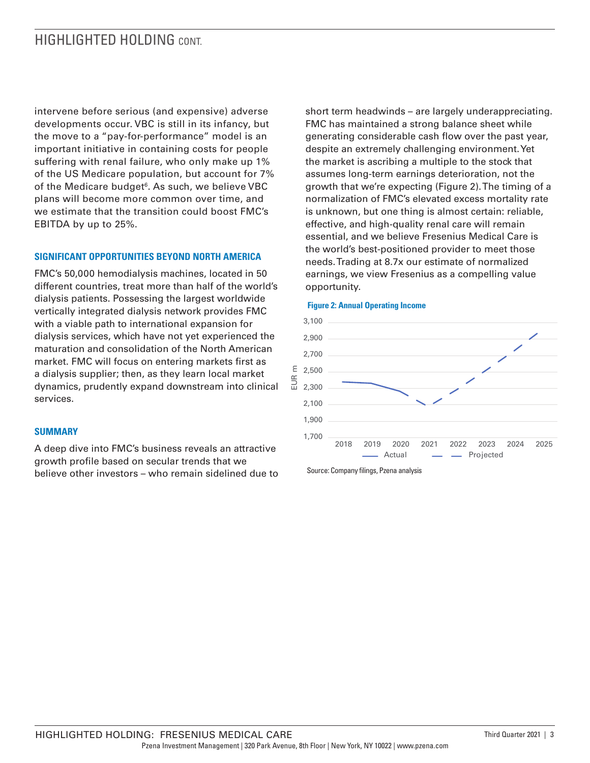intervene before serious (and expensive) adverse developments occur. VBC is still in its infancy, but the move to a "pay-for-performance" model is an important initiative in containing costs for people suffering with renal failure, who only make up 1% of the US Medicare population, but account for 7% of the Medicare budget[6]. As such, we believe VBC plans will become more common over time, and we estimate that the transition could boost FMC's EBITDA by up to 25%.

### SIGNIFICANT OPPORTUNITIES BEYOND NORTH AMERICA

FMC's 50,000 hemodialysis machines, located in 50 different countries, treat more than half of the world's dialysis patients. Possessing the largest worldwide vertically integrated dialysis network provides FMC with a viable path to international expansion for dialysis services, which have not yet experienced the maturation and consolidation of the North American market. FMC will focus on entering markets first as a dialysis supplier; then, as they learn local market dynamics, prudently expand downstream into clinical services.

### SUMMARY

A deep dive into FMC's business reveals an attractive growth profile based on secular trends that we believe other investors – who remain sidelined due to short term headwinds – are largely underappreciating. FMC has maintained a strong balance sheet while generating considerable cash flow over the past year, despite an extremely challenging environment. Yet the market is ascribing a multiple to the stock that assumes long-term earnings deterioration, not the growth that we're expecting (Figure 2). The timing of a normalization of FMC's elevated excess mortality rate is unknown, but one thing is almost certain: reliable, effective, and high-quality renal care will remain essential, and we believe Fresenius Medical Care is the world's best-positioned provider to meet those needs. Trading at 8.7x our estimate of normalized earnings, we view Fresenius as a compelling value opportunity.

**Figure 2: Annual Operating Income**

Source: Company filings, Pzena analysis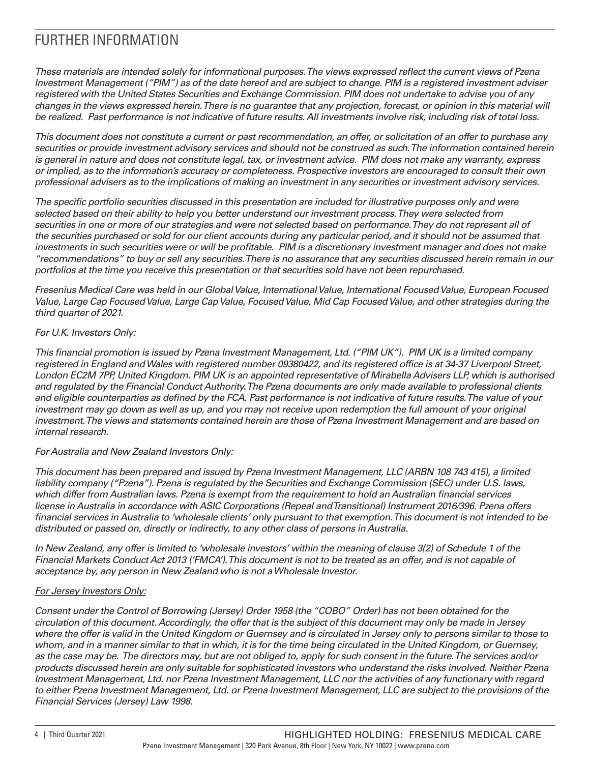# FURTHER INFORMATION

*These materials are intended solely for informational purposes. The views expressed reflect the current views of Pzena Investment Management ("PIM") as of the date hereof and are subject to change. PIM is a registered investment adviser registered with the United States Securities and Exchange Commission. PIM does not undertake to advise you of any changes in the views expressed herein. There is no guarantee that any projection, forecast, or opinion in this material will be realized. Past performance is not indicative of future results. All investments involve risk, including risk of total loss.*

*This document does not constitute a current or past recommendation, an offer, or solicitation of an offer to purchase any securities or provide investment advisory services and should not be construed as such. The information contained herein is general in nature and does not constitute legal, tax, or investment advice. PIM does not make any warranty, express or implied, as to the information's accuracy or completeness. Prospective investors are encouraged to consult their own professional advisers as to the implications of making an investment in any securities or investment advisory services.*

*The specific portfolio securities discussed in this presentation are included for illustrative purposes only and were selected based on their ability to help you better understand our investment process. They were selected from securities in one or more of our strategies and were not selected based on performance. They do not represent all of the securities purchased or sold for our client accounts during any particular period, and it should not be assumed that investments in such securities were or will be profitable. PIM is a discretionary investment manager and does not make "recommendations" to buy or sell any securities. There is no assurance that any securities discussed herein remain in our portfolios at the time you receive this presentation or that securities sold have not been repurchased.*

*Fresenius Medical Care was held in our Global Value, International Value, International Focused Value, European Focused Value, Large Cap Focused Value, Large Cap Value, Focused Value, Mid Cap Focused Value, and other strategies during the third quarter of 2021.*

*For U.K. Investors Only:*

*This financial promotion is issued by Pzena Investment Management, Ltd. ("PIM UK"). PIM UK is a limited company registered in England and Wales with registered number 09380422, and its registered office is at 34-37 Liverpool Street, London EC2M 7PP, United Kingdom. PIM UK is an appointed representative of Mirabella Advisers LLP, which is authorised and regulated by the Financial Conduct Authority. The Pzena documents are only made available to professional clients and eligible counterparties as defined by the FCA. Past performance is not indicative of future results. The value of your investment may go down as well as up, and you may not receive upon redemption the full amount of your original investment. The views and statements contained herein are those of Pzena Investment Management and are based on internal research.*

*For Australia and New Zealand Investors Only:*

*This document has been prepared and issued by Pzena Investment Management, LLC (ARBN 108 743 415), a limited liability company ("Pzena"). Pzena is regulated by the Securities and Exchange Commission (SEC) under U.S. laws, which differ from Australian laws. Pzena is exempt from the requirement to hold an Australian financial services license in Australia in accordance with ASIC Corporations (Repeal and Transitional) Instrument 2016/396. Pzena offers financial services in Australia to 'wholesale clients' only pursuant to that exemption. This document is not intended to be distributed or passed on, directly or indirectly, to any other class of persons in Australia.*

*In New Zealand, any offer is limited to 'wholesale investors' within the meaning of clause 3(2) of Schedule 1 of the Financial Markets Conduct Act 2013 ('FMCA'). This document is not to be treated as an offer, and is not capable of acceptance by, any person in New Zealand who is not a Wholesale Investor.*

*For Jersey Investors Only:*

*Consent under the Control of Borrowing (Jersey) Order 1958 (the "COBO" Order) has not been obtained for the circulation of this document. Accordingly, the offer that is the subject of this document may only be made in Jersey where the offer is valid in the United Kingdom or Guernsey and is circulated in Jersey only to persons similar to those to whom, and in a manner similar to that in which, it is for the time being circulated in the United Kingdom, or Guernsey, as the case may be. The directors may, but are not obliged to, apply for such consent in the future. The services and/or products discussed herein are only suitable for sophisticated investors who understand the risks involved. Neither Pzena Investment Management, Ltd. nor Pzena Investment Management, LLC nor the activities of any functionary with regard to either Pzena Investment Management, Ltd. or Pzena Investment Management, LLC are subject to the provisions of the Financial Services (Jersey) Law 1998.*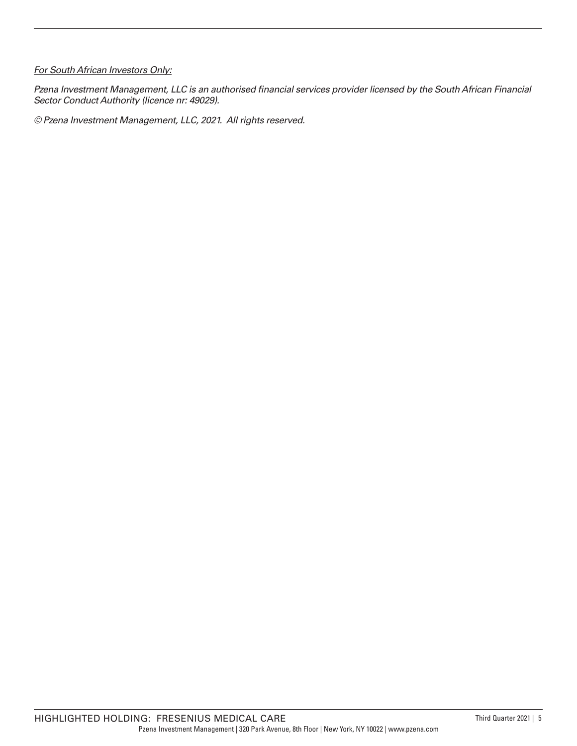*For South African Investors Only:*

*Pzena Investment Management, LLC is an authorised financial services provider licensed by the South African Financial Sector Conduct Authority (licence nr: 49029).*

*© Pzena Investment Management, LLC, 2021. All rights reserved.*